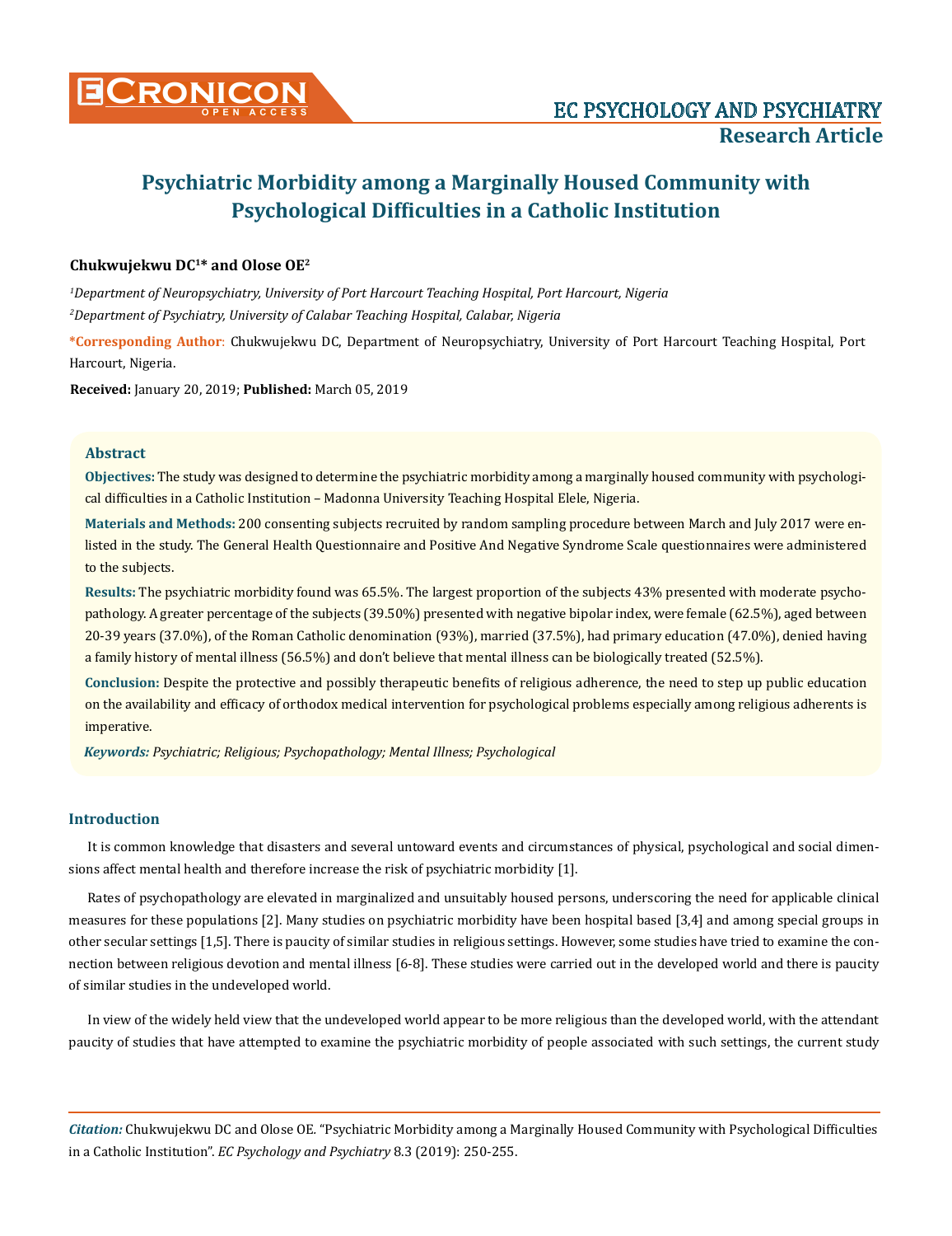# Psychiatric Morbidity among a Marginally Housed Community with Psychological Difficulties in a Catholic Institution

**Chukwujekwu DC[1]* and Olose OE[2]**

*[1]Department of Neuropsychiatry, University of Port Harcourt Teaching Hospital, Port Harcourt, Nigeria*

*[2]Department of Psychiatry, University of Calabar Teaching Hospital, Calabar, Nigeria*

**\*Corresponding Author**: Chukwujekwu DC, Department of Neuropsychiatry, University of Port Harcourt Teaching Hospital, Port Harcourt, Nigeria.

**Received:** January 20, 2019; **Published:** March 05, 2019

### Abstract

**Objectives:** The study was designed to determine the psychiatric morbidity among a marginally housed community with psychological difficulties in a Catholic Institution – Madonna University Teaching Hospital Elele, Nigeria.

**Materials and Methods:** 200 consenting subjects recruited by random sampling procedure between March and July 2017 were enlisted in the study. The General Health Questionnaire and Positive And Negative Syndrome Scale questionnaires were administered to the subjects.

**Results:** The psychiatric morbidity found was 65.5%. The largest proportion of the subjects 43% presented with moderate psychopathology. A greater percentage of the subjects (39.50%) presented with negative bipolar index, were female (62.5%), aged between 20-39 years (37.0%), of the Roman Catholic denomination (93%), married (37.5%), had primary education (47.0%), denied having a family history of mental illness (56.5%) and don't believe that mental illness can be biologically treated (52.5%).

**Conclusion:** Despite the protective and possibly therapeutic benefits of religious adherence, the need to step up public education on the availability and efficacy of orthodox medical intervention for psychological problems especially among religious adherents is imperative.

***Keywords:*** *Psychiatric; Religious; Psychopathology; Mental Illness; Psychological*

## Introduction

It is common knowledge that disasters and several untoward events and circumstances of physical, psychological and social dimensions affect mental health and therefore increase the risk of psychiatric morbidity [1].

Rates of psychopathology are elevated in marginalized and unsuitably housed persons, underscoring the need for applicable clinical measures for these populations [2]. Many studies on psychiatric morbidity have been hospital based [3,4] and among special groups in other secular settings [1,5]. There is paucity of similar studies in religious settings. However, some studies have tried to examine the connection between religious devotion and mental illness [6-8]. These studies were carried out in the developed world and there is paucity of similar studies in the undeveloped world.

In view of the widely held view that the undeveloped world appear to be more religious than the developed world, with the attendant paucity of studies that have attempted to examine the psychiatric morbidity of people associated with such settings, the current study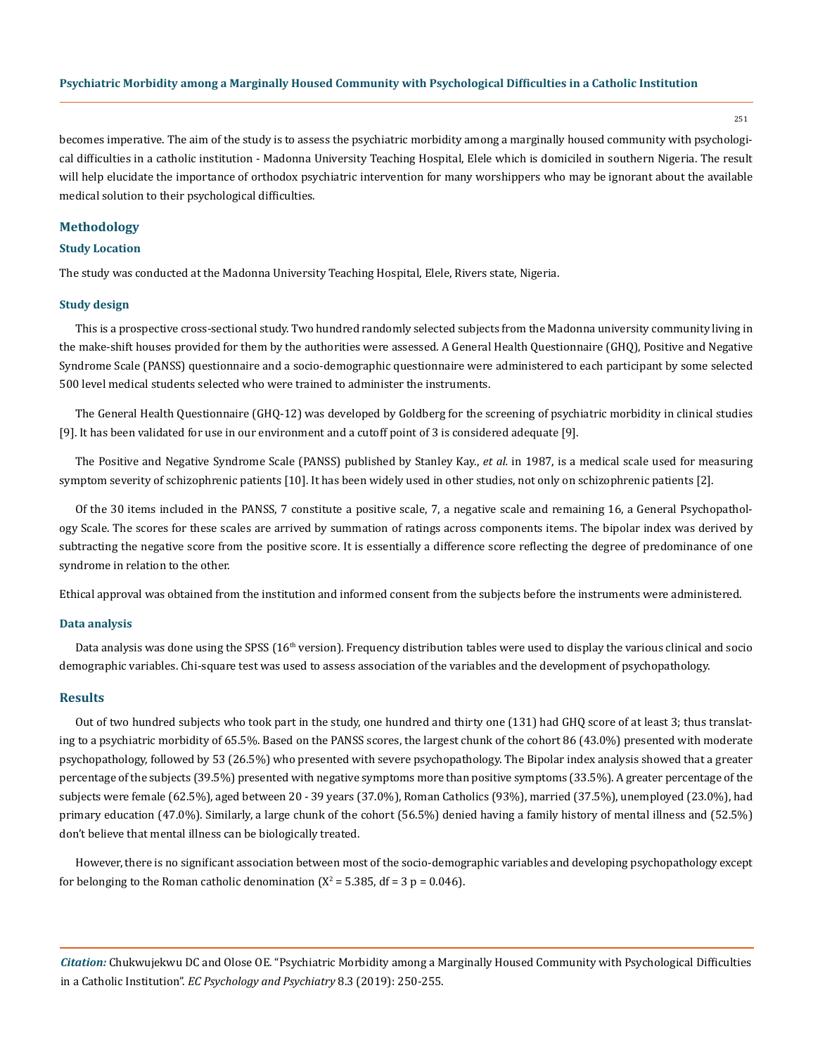becomes imperative. The aim of the study is to assess the psychiatric morbidity among a marginally housed community with psychological difficulties in a catholic institution - Madonna University Teaching Hospital, Elele which is domiciled in southern Nigeria. The result will help elucidate the importance of orthodox psychiatric intervention for many worshippers who may be ignorant about the available medical solution to their psychological difficulties.

## Methodology

### Study Location

The study was conducted at the Madonna University Teaching Hospital, Elele, Rivers state, Nigeria.

### Study design

This is a prospective cross-sectional study. Two hundred randomly selected subjects from the Madonna university community living in the make-shift houses provided for them by the authorities were assessed. A General Health Questionnaire (GHQ), Positive and Negative Syndrome Scale (PANSS) questionnaire and a socio-demographic questionnaire were administered to each participant by some selected 500 level medical students selected who were trained to administer the instruments.

The General Health Questionnaire (GHQ-12) was developed by Goldberg for the screening of psychiatric morbidity in clinical studies [9]. It has been validated for use in our environment and a cutoff point of 3 is considered adequate [9].

The Positive and Negative Syndrome Scale (PANSS) published by Stanley Kay., *et al.* in 1987, is a medical scale used for measuring symptom severity of schizophrenic patients [10]. It has been widely used in other studies, not only on schizophrenic patients [2].

Of the 30 items included in the PANSS, 7 constitute a positive scale, 7, a negative scale and remaining 16, a General Psychopathology Scale. The scores for these scales are arrived by summation of ratings across components items. The bipolar index was derived by subtracting the negative score from the positive score. It is essentially a difference score reflecting the degree of predominance of one syndrome in relation to the other.

Ethical approval was obtained from the institution and informed consent from the subjects before the instruments were administered.

### Data analysis

Data analysis was done using the SPSS (16th version). Frequency distribution tables were used to display the various clinical and socio demographic variables. Chi-square test was used to assess association of the variables and the development of psychopathology.

## Results

Out of two hundred subjects who took part in the study, one hundred and thirty one (131) had GHQ score of at least 3; thus translating to a psychiatric morbidity of 65.5%. Based on the PANSS scores, the largest chunk of the cohort 86 (43.0%) presented with moderate psychopathology, followed by 53 (26.5%) who presented with severe psychopathology. The Bipolar index analysis showed that a greater percentage of the subjects (39.5%) presented with negative symptoms more than positive symptoms (33.5%). A greater percentage of the subjects were female (62.5%), aged between 20 - 39 years (37.0%), Roman Catholics (93%), married (37.5%), unemployed (23.0%), had primary education (47.0%). Similarly, a large chunk of the cohort (56.5%) denied having a family history of mental illness and (52.5%) don't believe that mental illness can be biologically treated.

However, there is no significant association between most of the socio-demographic variables and developing psychopathology except for belonging to the Roman catholic denomination ($X^2$ = 5.385, df = 3 p = 0.046).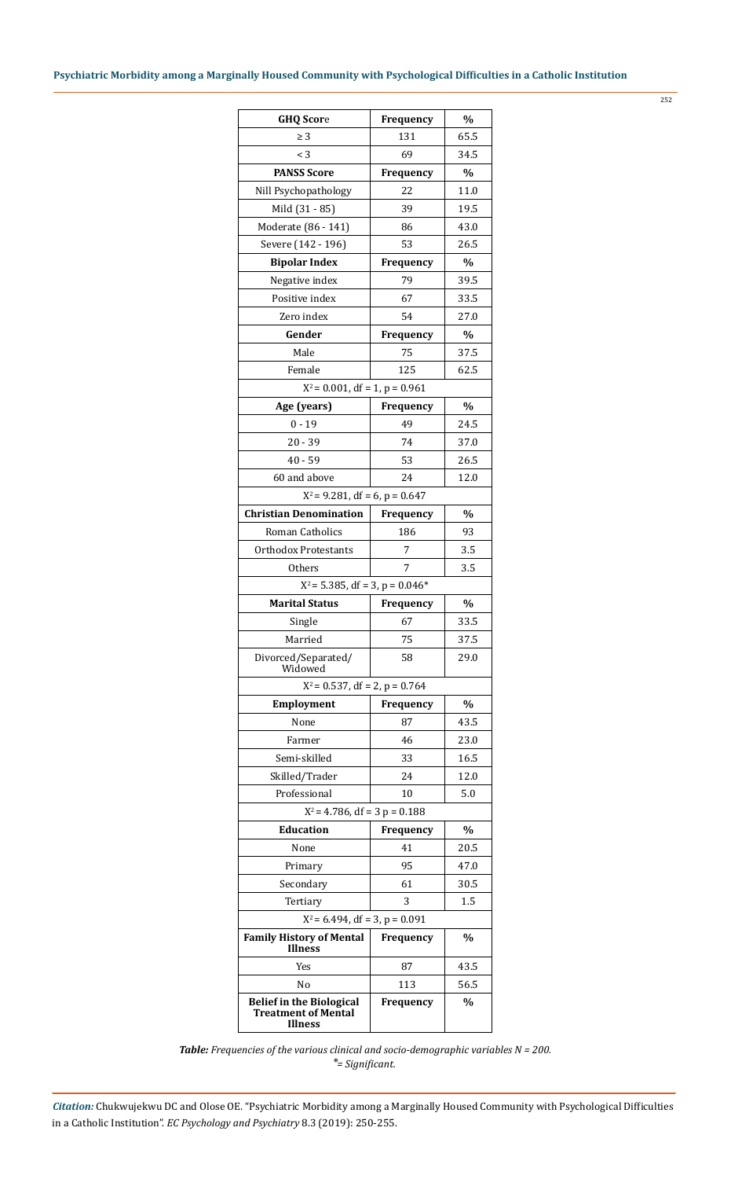| GHQ Score | Frequency | % |
|---|---|---|
| ≥ 3 | 131 | 65.5 |
| < 3 | 69 | 34.5 |
| **PANSS Score** | **Frequency** | **%** |
| Nill Psychopathology | 22 | 11.0 |
| Mild (31 - 85) | 39 | 19.5 |
| Moderate (86 - 141) | 86 | 43.0 |
| Severe (142 - 196) | 53 | 26.5 |
| **Bipolar Index** | **Frequency** | **%** |
| Negative index | 79 | 39.5 |
| Positive index | 67 | 33.5 |
| Zero index | 54 | 27.0 |
| **Gender** | **Frequency** | **%** |
| Male | 75 | 37.5 |
| Female | 125 | 62.5 |
| $X^2 = 0.001$, df = 1, p = 0.961 | | |
| **Age (years)** | **Frequency** | **%** |
| 0 - 19 | 49 | 24.5 |
| 20 - 39 | 74 | 37.0 |
| 40 - 59 | 53 | 26.5 |
| 60 and above | 24 | 12.0 |
| $X^2 = 9.281$, df = 6, p = 0.647 | | |
| **Christian Denomination** | **Frequency** | **%** |
| Roman Catholics | 186 | 93 |
| Orthodox Protestants | 7 | 3.5 |
| Others | 7 | 3.5 |
| $X^2 = 5.385$, df = 3, p = 0.046* | | |
| **Marital Status** | **Frequency** | **%** |
| Single | 67 | 33.5 |
| Married | 75 | 37.5 |
| Divorced/Separated/ Widowed | 58 | 29.0 |
| $X^2 = 0.537$, df = 2, p = 0.764 | | |
| **Employment** | **Frequency** | **%** |
| None | 87 | 43.5 |
| Farmer | 46 | 23.0 |
| Semi-skilled | 33 | 16.5 |
| Skilled/Trader | 24 | 12.0 |
| Professional | 10 | 5.0 |
| $X^2 = 4.786$, df = 3 p = 0.188 | | |
| **Education** | **Frequency** | **%** |
| None | 41 | 20.5 |
| Primary | 95 | 47.0 |
| Secondary | 61 | 30.5 |
| Tertiary | 3 | 1.5 |
| $X^2 = 6.494$, df = 3, p = 0.091 | | |
| **Family History of Mental Illness** | **Frequency** | **%** |
| Yes | 87 | 43.5 |
| No | 113 | 56.5 |
| **Belief in the Biological Treatment of Mental Illness** | **Frequency** | **%** |

***Table:*** *Frequencies of the various clinical and socio-demographic variables N = 200.*
*\*= Significant.*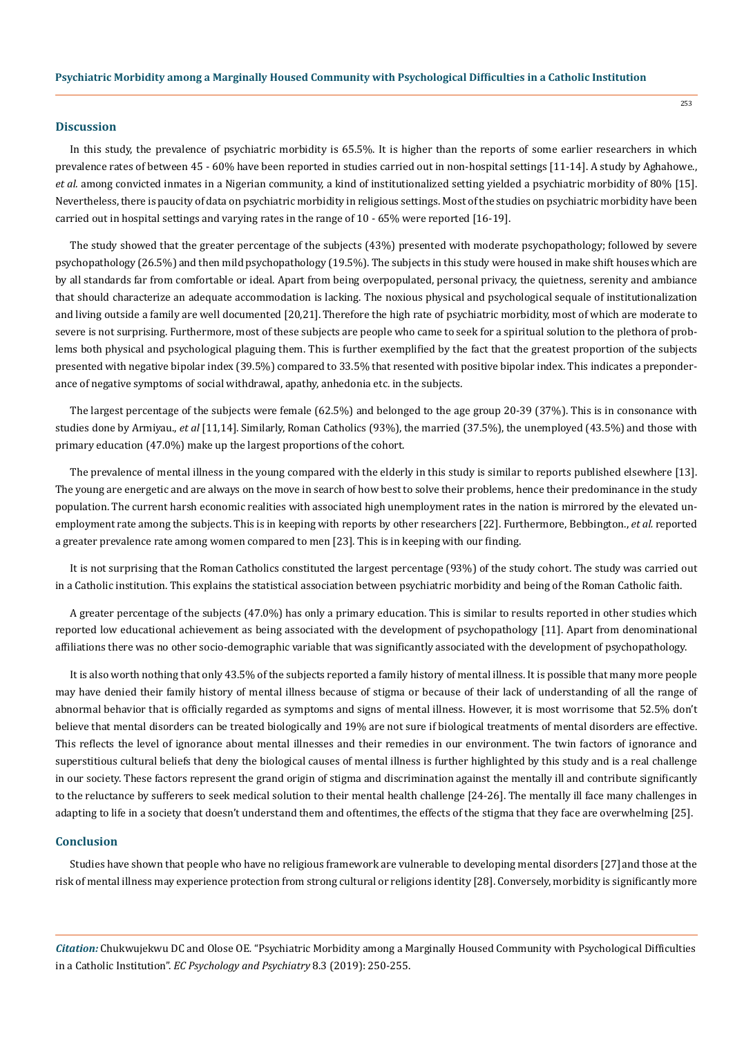## Discussion

In this study, the prevalence of psychiatric morbidity is 65.5%. It is higher than the reports of some earlier researchers in which prevalence rates of between 45 - 60% have been reported in studies carried out in non-hospital settings [11-14]. A study by Aghahowe., *et al.* among convicted inmates in a Nigerian community, a kind of institutionalized setting yielded a psychiatric morbidity of 80% [15]. Nevertheless, there is paucity of data on psychiatric morbidity in religious settings. Most of the studies on psychiatric morbidity have been carried out in hospital settings and varying rates in the range of 10 - 65% were reported [16-19].

The study showed that the greater percentage of the subjects (43%) presented with moderate psychopathology; followed by severe psychopathology (26.5%) and then mild psychopathology (19.5%). The subjects in this study were housed in make shift houses which are by all standards far from comfortable or ideal. Apart from being overpopulated, personal privacy, the quietness, serenity and ambiance that should characterize an adequate accommodation is lacking. The noxious physical and psychological sequale of institutionalization and living outside a family are well documented [20,21]. Therefore the high rate of psychiatric morbidity, most of which are moderate to severe is not surprising. Furthermore, most of these subjects are people who came to seek for a spiritual solution to the plethora of problems both physical and psychological plaguing them. This is further exemplified by the fact that the greatest proportion of the subjects presented with negative bipolar index (39.5%) compared to 33.5% that resented with positive bipolar index. This indicates a preponderance of negative symptoms of social withdrawal, apathy, anhedonia etc. in the subjects.

The largest percentage of the subjects were female (62.5%) and belonged to the age group 20-39 (37%). This is in consonance with studies done by Armiyau., *et al* [11,14]. Similarly, Roman Catholics (93%), the married (37.5%), the unemployed (43.5%) and those with primary education (47.0%) make up the largest proportions of the cohort.

The prevalence of mental illness in the young compared with the elderly in this study is similar to reports published elsewhere [13]. The young are energetic and are always on the move in search of how best to solve their problems, hence their predominance in the study population. The current harsh economic realities with associated high unemployment rates in the nation is mirrored by the elevated unemployment rate among the subjects. This is in keeping with reports by other researchers [22]. Furthermore, Bebbington., *et al.* reported a greater prevalence rate among women compared to men [23]. This is in keeping with our finding.

It is not surprising that the Roman Catholics constituted the largest percentage (93%) of the study cohort. The study was carried out in a Catholic institution. This explains the statistical association between psychiatric morbidity and being of the Roman Catholic faith.

A greater percentage of the subjects (47.0%) has only a primary education. This is similar to results reported in other studies which reported low educational achievement as being associated with the development of psychopathology [11]. Apart from denominational affiliations there was no other socio-demographic variable that was significantly associated with the development of psychopathology.

It is also worth nothing that only 43.5% of the subjects reported a family history of mental illness. It is possible that many more people may have denied their family history of mental illness because of stigma or because of their lack of understanding of all the range of abnormal behavior that is officially regarded as symptoms and signs of mental illness. However, it is most worrisome that 52.5% don't believe that mental disorders can be treated biologically and 19% are not sure if biological treatments of mental disorders are effective. This reflects the level of ignorance about mental illnesses and their remedies in our environment. The twin factors of ignorance and superstitious cultural beliefs that deny the biological causes of mental illness is further highlighted by this study and is a real challenge in our society. These factors represent the grand origin of stigma and discrimination against the mentally ill and contribute significantly to the reluctance by sufferers to seek medical solution to their mental health challenge [24-26]. The mentally ill face many challenges in adapting to life in a society that doesn't understand them and oftentimes, the effects of the stigma that they face are overwhelming [25].

## Conclusion

Studies have shown that people who have no religious framework are vulnerable to developing mental disorders [27] and those at the risk of mental illness may experience protection from strong cultural or religions identity [28]. Conversely, morbidity is significantly more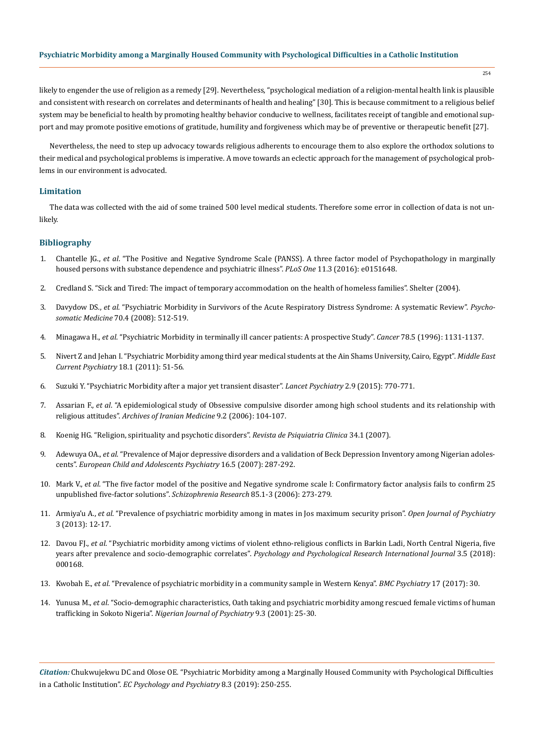likely to engender the use of religion as a remedy [29]. Nevertheless, "psychological mediation of a religion-mental health link is plausible and consistent with research on correlates and determinants of health and healing" [30]. This is because commitment to a religious belief system may be beneficial to health by promoting healthy behavior conducive to wellness, facilitates receipt of tangible and emotional support and may promote positive emotions of gratitude, humility and forgiveness which may be of preventive or therapeutic benefit [27].

Nevertheless, the need to step up advocacy towards religious adherents to encourage them to also explore the orthodox solutions to their medical and psychological problems is imperative. A move towards an eclectic approach for the management of psychological problems in our environment is advocated.

## Limitation

The data was collected with the aid of some trained 500 level medical students. Therefore some error in collection of data is not unlikely.

## Bibliography

1. Chantelle JG., *et al*. "The Positive and Negative Syndrome Scale (PANSS). A three factor model of Psychopathology in marginally housed persons with substance dependence and psychiatric illness". *PLoS One* 11.3 (2016): e0151648.
2. Credland S. "Sick and Tired: The impact of temporary accommodation on the health of homeless families". Shelter (2004).
3. Davydow DS., *et al*. "Psychiatric Morbidity in Survivors of the Acute Respiratory Distress Syndrome: A systematic Review". *Psychosomatic Medicine* 70.4 (2008): 512-519.
4. Minagawa H., *et al*. "Psychiatric Morbidity in terminally ill cancer patients: A prospective Study". *Cancer* 78.5 (1996): 1131-1137.
5. Nivert Z and Jehan I. "Psychiatric Morbidity among third year medical students at the Ain Shams University, Cairo, Egypt". *Middle East Current Psychiatry* 18.1 (2011): 51-56.
6. Suzuki Y. "Psychiatric Morbidity after a major yet transient disaster". *Lancet Psychiatry* 2.9 (2015): 770-771.
7. Assarian F., *et al*. "A epidemiological study of Obsessive compulsive disorder among high school students and its relationship with religious attitudes". *Archives of Iranian Medicine* 9.2 (2006): 104-107.
8. Koenig HG. "Religion, spirituality and psychotic disorders". *Revista de Psiquiatria Clinica* 34.1 (2007).
9. Adewuya OA., *et al*. "Prevalence of Major depressive disorders and a validation of Beck Depression Inventory among Nigerian adolescents". *European Child and Adolescents Psychiatry* 16.5 (2007): 287-292.
10. Mark V., *et al*. "The five factor model of the positive and Negative syndrome scale I: Confirmatory factor analysis fails to confirm 25 unpublished five-factor solutions". *Schizophrenia Research* 85.1-3 (2006): 273-279.
11. Armiya'u A., *et al*. "Prevalence of psychiatric morbidity among in mates in Jos maximum security prison". *Open Journal of Psychiatry* 3 (2013): 12-17.
12. Davou FJ., *et al*. "Psychiatric morbidity among victims of violent ethno-religious conflicts in Barkin Ladi, North Central Nigeria, five years after prevalence and socio-demographic correlates". *Psychology and Psychological Research International Journal* 3.5 (2018): 000168.
13. Kwobah E., *et al*. "Prevalence of psychiatric morbidity in a community sample in Western Kenya". *BMC Psychiatry* 17 (2017): 30.
14. Yunusa M., *et al*. "Socio-demographic characteristics, Oath taking and psychiatric morbidity among rescued female victims of human trafficking in Sokoto Nigeria". *Nigerian Journal of Psychiatry* 9.3 (2001): 25-30.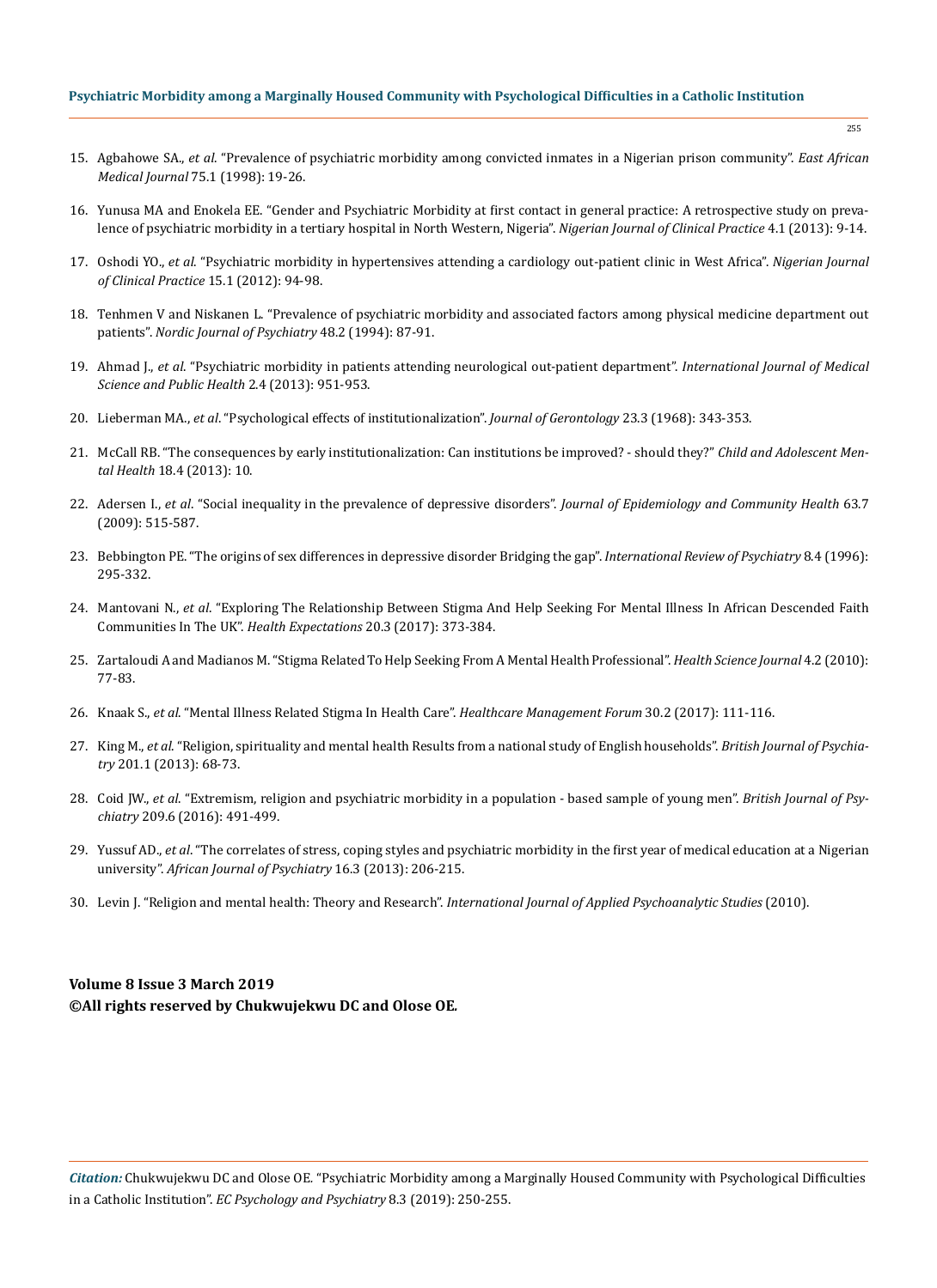15. Agbahowe SA., *et al*. "Prevalence of psychiatric morbidity among convicted inmates in a Nigerian prison community". *East African Medical Journal* 75.1 (1998): 19-26.
16. Yunusa MA and Enokela EE. "Gender and Psychiatric Morbidity at first contact in general practice: A retrospective study on prevalence of psychiatric morbidity in a tertiary hospital in North Western, Nigeria". *Nigerian Journal of Clinical Practice* 4.1 (2013): 9-14.
17. Oshodi YO., *et al*. "Psychiatric morbidity in hypertensives attending a cardiology out-patient clinic in West Africa". *Nigerian Journal of Clinical Practice* 15.1 (2012): 94-98.
18. Tenhmen V and Niskanen L. "Prevalence of psychiatric morbidity and associated factors among physical medicine department out patients". *Nordic Journal of Psychiatry* 48.2 (1994): 87-91.
19. Ahmad J., *et al*. "Psychiatric morbidity in patients attending neurological out-patient department". *International Journal of Medical Science and Public Health* 2.4 (2013): 951-953.
20. Lieberman MA., *et al*. "Psychological effects of institutionalization". *Journal of Gerontology* 23.3 (1968): 343-353.
21. McCall RB. "The consequences by early institutionalization: Can institutions be improved? - should they?" *Child and Adolescent Mental Health* 18.4 (2013): 10.
22. Adersen I., *et al*. "Social inequality in the prevalence of depressive disorders". *Journal of Epidemiology and Community Health* 63.7 (2009): 515-587.
23. Bebbington PE. "The origins of sex differences in depressive disorder Bridging the gap". *International Review of Psychiatry* 8.4 (1996): 295-332.
24. Mantovani N., *et al*. "Exploring The Relationship Between Stigma And Help Seeking For Mental Illness In African Descended Faith Communities In The UK". *Health Expectations* 20.3 (2017): 373-384.
25. Zartaloudi A and Madianos M. "Stigma Related To Help Seeking From A Mental Health Professional". *Health Science Journal* 4.2 (2010): 77-83.
26. Knaak S., *et al*. "Mental Illness Related Stigma In Health Care". *Healthcare Management Forum* 30.2 (2017): 111-116.
27. King M., *et al*. "Religion, spirituality and mental health Results from a national study of English households". *British Journal of Psychiatry* 201.1 (2013): 68-73.
28. Coid JW., *et al*. "Extremism, religion and psychiatric morbidity in a population - based sample of young men". *British Journal of Psychiatry* 209.6 (2016): 491-499.
29. Yussuf AD., *et al*. "The correlates of stress, coping styles and psychiatric morbidity in the first year of medical education at a Nigerian university". *African Journal of Psychiatry* 16.3 (2013): 206-215.
30. Levin J. "Religion and mental health: Theory and Research". *International Journal of Applied Psychoanalytic Studies* (2010).

**Volume 8 Issue 3 March 2019**
**©All rights reserved by Chukwujekwu DC and Olose OE.**